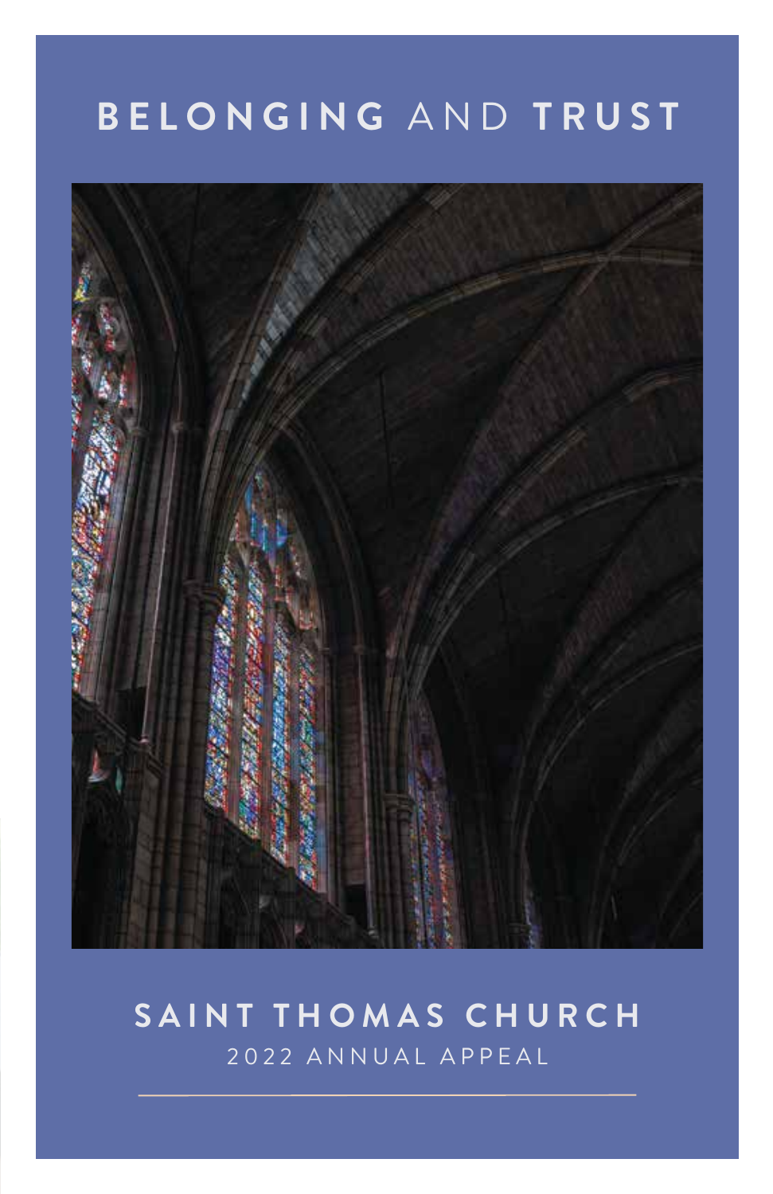# BELONGING AND TRUST

## SAINT THOMAS CHURCH

2022 ANNUAL APPEAL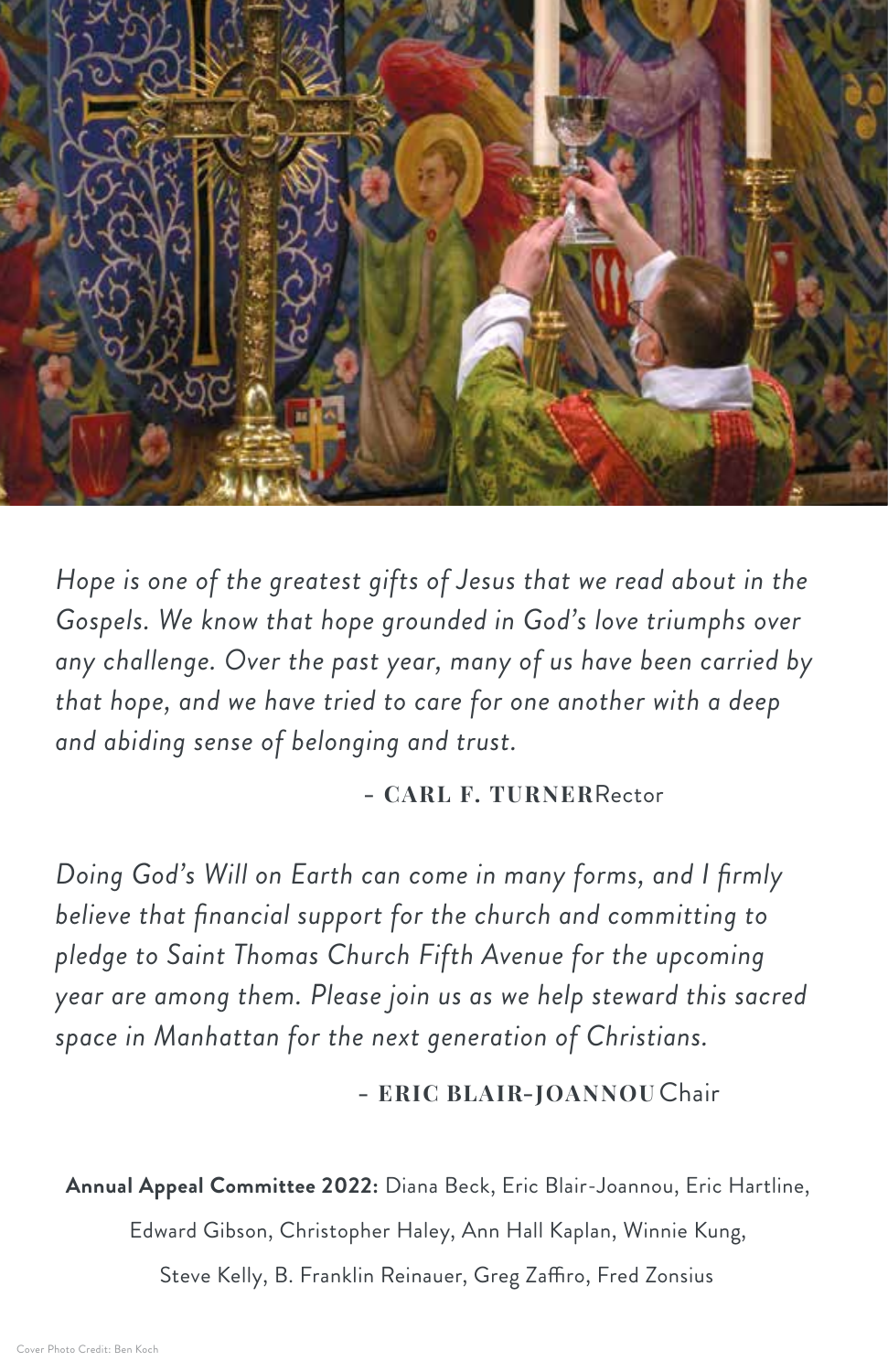*Hope is one of the greatest gifts of Jesus that we read about in the Gospels. We know that hope grounded in God's love triumphs over any challenge. Over the past year, many of us have been carried by that hope, and we have tried to care for one another with a deep and abiding sense of belonging and trust.*

– **CARL F. TURNER** Rector

*Doing God's Will on Earth can come in many forms, and I firmly believe that financial support for the church and committing to pledge to Saint Thomas Church Fifth Avenue for the upcoming year are among them. Please join us as we help steward this sacred space in Manhattan for the next generation of Christians.*

– **ERIC BLAIR-JOANNOU** Chair

**Annual Appeal Committee 2022:** Diana Beck, Eric Blair-Joannou, Eric Hartline, Edward Gibson, Christopher Haley, Ann Hall Kaplan, Winnie Kung, Steve Kelly, B. Franklin Reinauer, Greg Zaffiro, Fred Zonsius

Cover Photo Credit: Ben Koch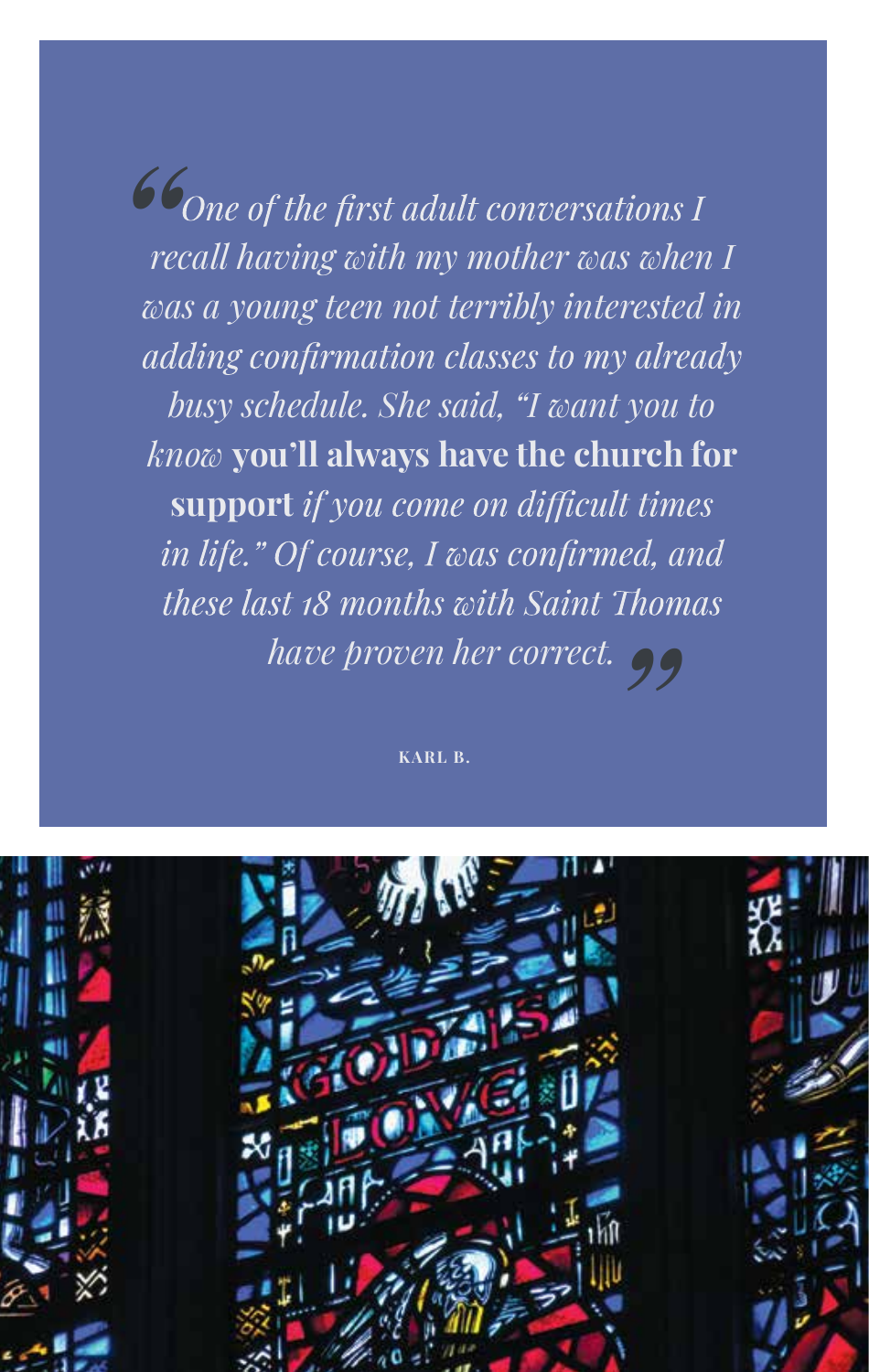*"One of the first adult conversations I recall having with my mother was when I was a young teen not terribly interested in adding confirmation classes to my already busy schedule. She said, "I want you to know* **you'll always have the church for support** *if you come on difficult times in life." Of course, I was confirmed, and these last 18 months with Saint Thomas have proven her correct."*

KARL B.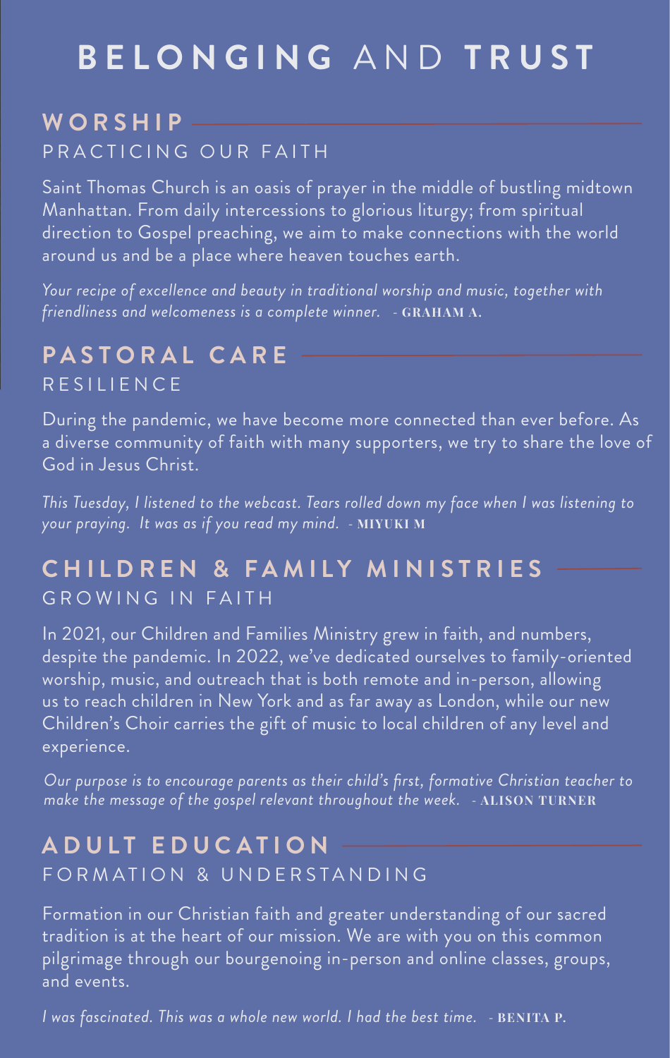# BELONGING AND TRUST

## WORSHIP

### PRACTICING OUR FAITH

Saint Thomas Church is an oasis of prayer in the middle of bustling midtown Manhattan. From daily intercessions to glorious liturgy; from spiritual direction to Gospel preaching, we aim to make connections with the world around us and be a place where heaven touches earth.

*Your recipe of excellence and beauty in traditional worship and music, together with friendliness and welcomeness is a complete winner.* - **GRAHAM A.**

## PASTORAL CARE

### RESILIENCE

During the pandemic, we have become more connected than ever before. As a diverse community of faith with many supporters, we try to share the love of God in Jesus Christ.

*This Tuesday, I listened to the webcast. Tears rolled down my face when I was listening to your praying. It was as if you read my mind.* - **MIYUKI M**

## CHILDREN & FAMILY MINISTRIES

### GROWING IN FAITH

In 2021, our Children and Families Ministry grew in faith, and numbers, despite the pandemic. In 2022, we've dedicated ourselves to family-oriented worship, music, and outreach that is both remote and in-person, allowing us to reach children in New York and as far away as London, while our new Children's Choir carries the gift of music to local children of any level and experience.

*Our purpose is to encourage parents as their child's first, formative Christian teacher to make the message of the gospel relevant throughout the week.* - **ALISON TURNER**

## ADULT EDUCATION

### FORMATION & UNDERSTANDING

Formation in our Christian faith and greater understanding of our sacred tradition is at the heart of our mission. We are with you on this common pilgrimage through our bourgenoing in-person and online classes, groups, and events.

*I was fascinated. This was a whole new world. I had the best time.* - **BENITA P.**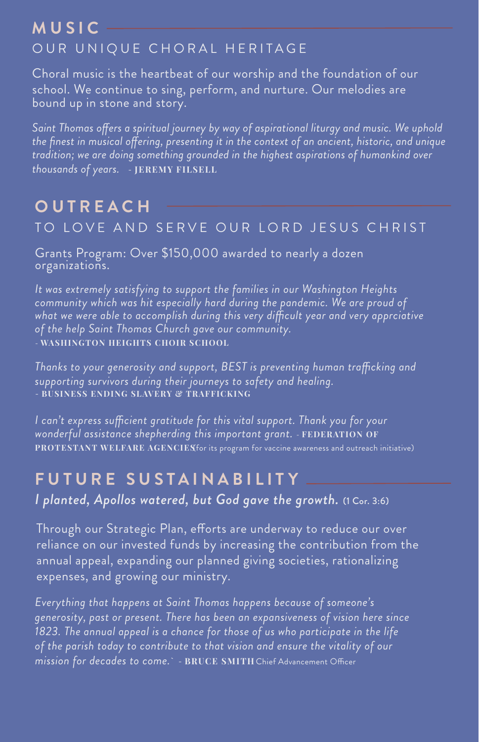## MUSIC

### OUR UNIQUE CHORAL HERITAGE

Choral music is the heartbeat of our worship and the foundation of our school. We continue to sing, perform, and nurture. Our melodies are bound up in stone and story.

*Saint Thomas offers a spiritual journey by way of aspirational liturgy and music. We uphold the finest in musical offering, presenting it in the context of an ancient, historic, and unique tradition; we are doing something grounded in the highest aspirations of humankind over thousands of years.* - **JEREMY FILSELL**

## OUTREACH

### TO LOVE AND SERVE OUR LORD JESUS CHRIST

Grants Program: Over $150,000 awarded to nearly a dozen organizations.

*It was extremely satisfying to support the families in our Washington Heights community which was hit especially hard during the pandemic. We are proud of what we were able to accomplish during this very difficult year and very appreciative of the help Saint Thomas Church gave our community.*
- **WASHINGTON HEIGHTS CHOIR SCHOOL**

*Thanks to your generosity and support, BEST is preventing human trafficking and supporting survivors during their journeys to safety and healing.*
- **BUSINESS ENDING SLAVERY & TRAFFICKING**

*I can't express sufficient gratitude for this vital support. Thank you for your wonderful assistance shepherding this important grant.* - **FEDERATION OF PROTESTANT WELFARE AGENCIES** (for its program for vaccine awareness and outreach initiative)

## FUTURE SUSTAINABILITY

***I planted, Apollos watered, but God gave the growth.*** (1 Cor. 3:6)

Through our Strategic Plan, efforts are underway to reduce our over reliance on our invested funds by increasing the contribution from the annual appeal, expanding our planned giving societies, rationalizing expenses, and growing our ministry.

*Everything that happens at Saint Thomas happens because of someone's generosity, past or present. There has been an expansiveness of vision here since 1823. The annual appeal is a chance for those of us who participate in the life of the parish today to contribute to that vision and ensure the vitality of our mission for decades to come.* - **BRUCE SMITH** Chief Advancement Officer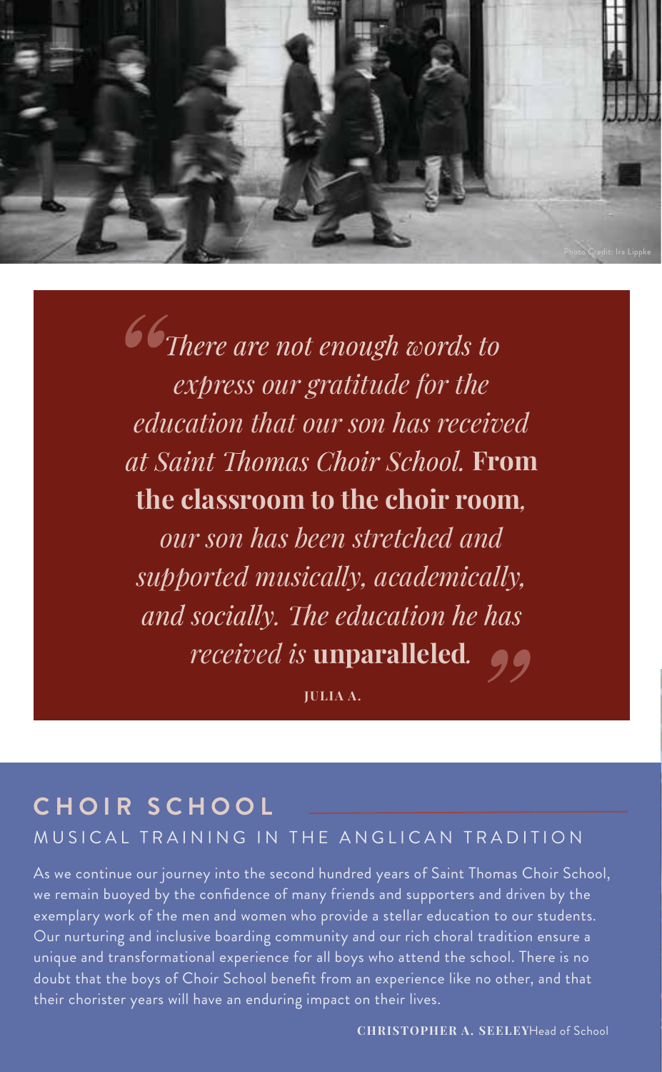Photo Credit: Ira Lippke

> *There are not enough words to express our gratitude for the education that our son has received at Saint Thomas Choir School.* **From the classroom to the choir room***, our son has been stretched and supported musically, academically, and socially. The education he has received is* **unparalleled***.*
>
> **JULIA A.**

## CHOIR SCHOOL

### MUSICAL TRAINING IN THE ANGLICAN TRADITION

As we continue our journey into the second hundred years of Saint Thomas Choir School, we remain buoyed by the confidence of many friends and supporters and driven by the exemplary work of the men and women who provide a stellar education to our students. Our nurturing and inclusive boarding community and our rich choral tradition ensure a unique and transformational experience for all boys who attend the school. There is no doubt that the boys of Choir School benefit from an experience like no other, and that their chorister years will have an enduring impact on their lives.

**CHRISTOPHER A. SEELEY** Head of School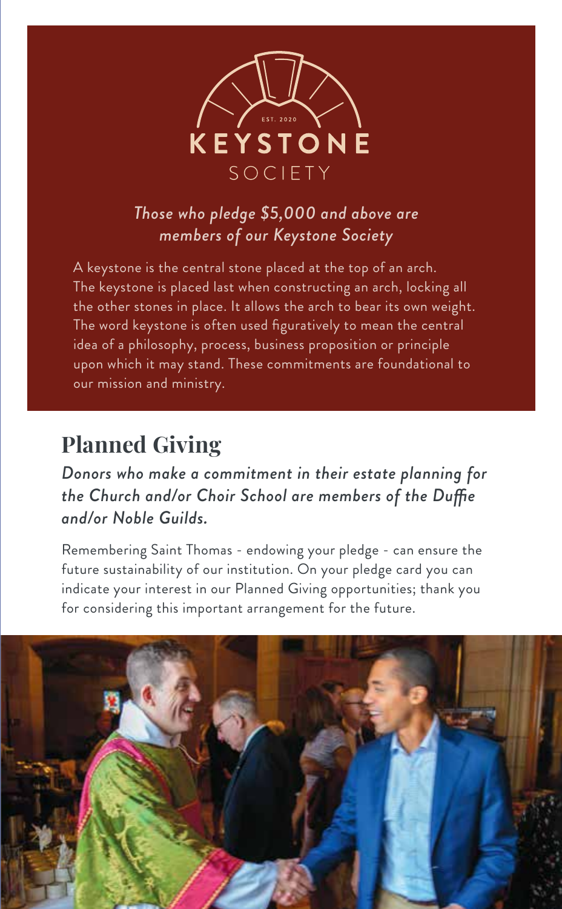EST. 2020

# KEYSTONE SOCIETY

*Those who pledge $5,000 and above are members of our Keystone Society*

A keystone is the central stone placed at the top of an arch. The keystone is placed last when constructing an arch, locking all the other stones in place. It allows the arch to bear its own weight. The word keystone is often used figuratively to mean the central idea of a philosophy, process, business proposition or principle upon which it may stand. These commitments are foundational to our mission and ministry.

## Planned Giving

*Donors who make a commitment in their estate planning for the Church and/or Choir School are members of the Duffie and/or Noble Guilds.*

Remembering Saint Thomas - endowing your pledge - can ensure the future sustainability of our institution. On your pledge card you can indicate your interest in our Planned Giving opportunities; thank you for considering this important arrangement for the future.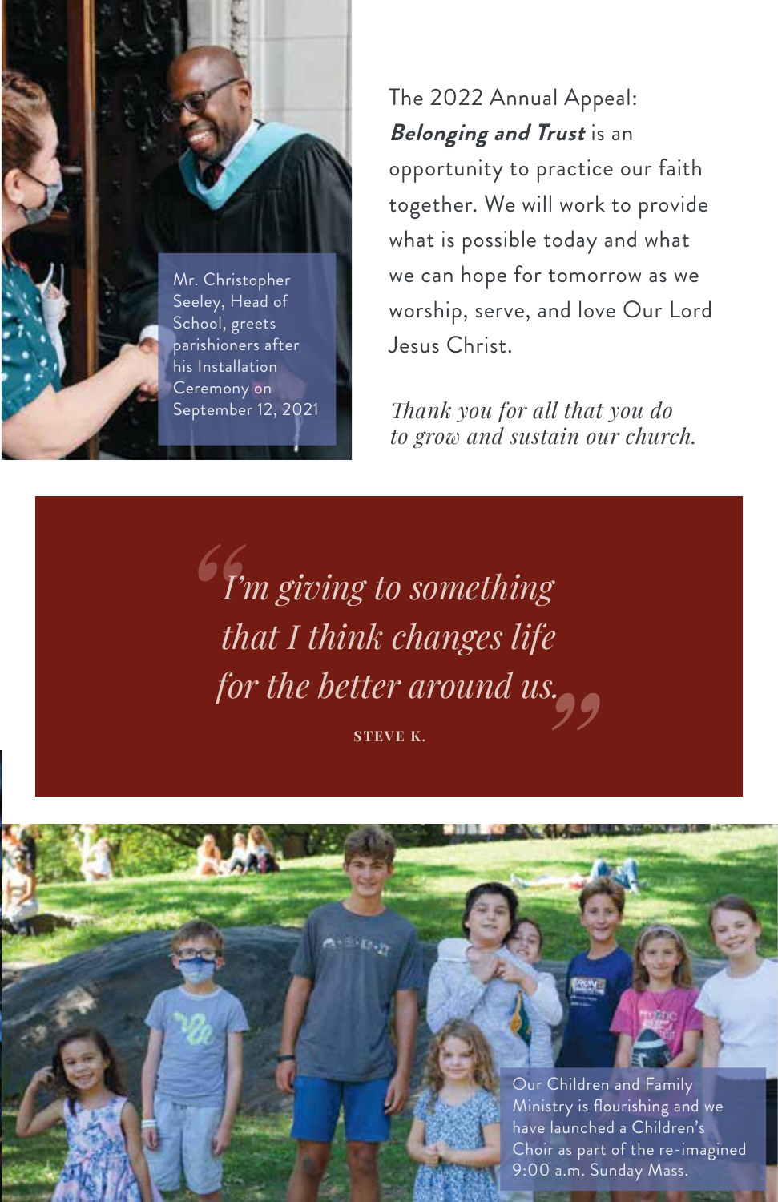Mr. Christopher Seeley, Head of School, greets parishioners after his Installation Ceremony on September 12, 2021

The 2022 Annual Appeal: ***Belonging and Trust*** is an opportunity to practice our faith together. We will work to provide what is possible today and what we can hope for tomorrow as we worship, serve, and love Our Lord Jesus Christ.

*Thank you for all that you do to grow and sustain our church.*

> *"I'm giving to something that I think changes life for the better around us."*
>
> **STEVE K.**

Our Children and Family Ministry is flourishing and we have launched a Children's Choir as part of the re-imagined 9:00 a.m. Sunday Mass.